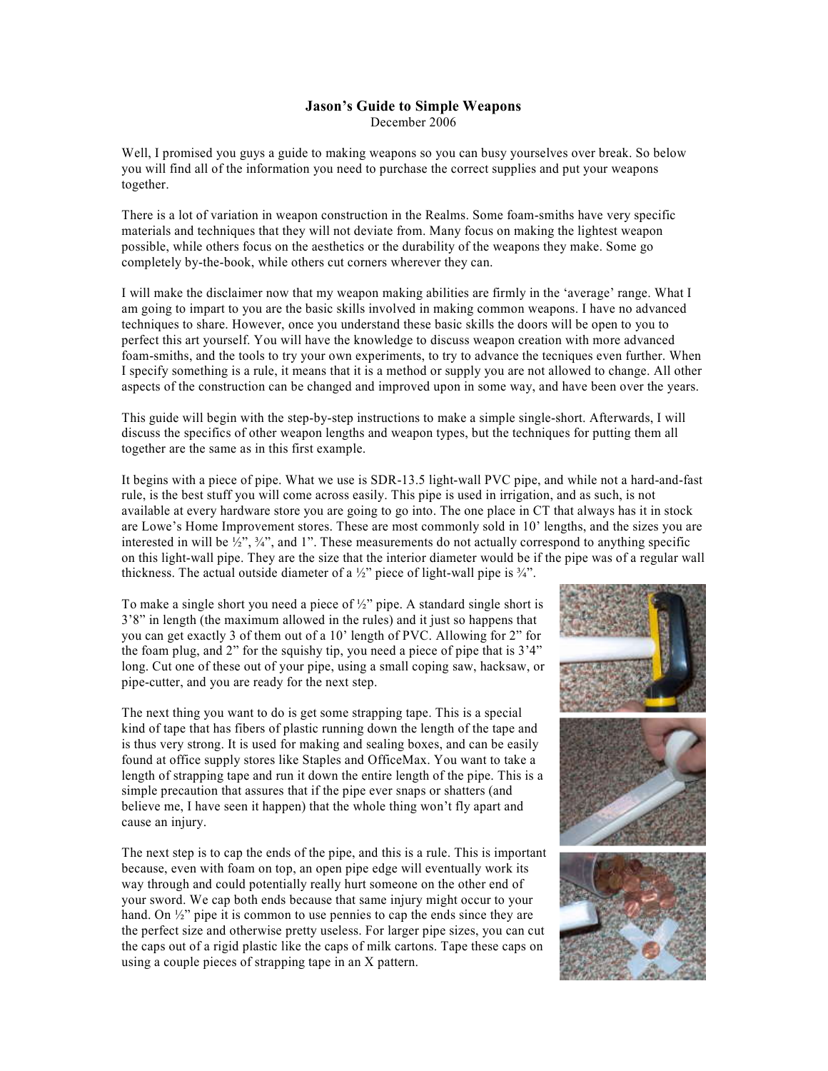# Jason's Guide to Simple Weapons

December 2006

Well, I promised you guys a guide to making weapons so you can busy yourselves over break. So below you will find all of the information you need to purchase the correct supplies and put your weapons together.

There is a lot of variation in weapon construction in the Realms. Some foam-smiths have very specific materials and techniques that they will not deviate from. Many focus on making the lightest weapon possible, while others focus on the aesthetics or the durability of the weapons they make. Some go completely by-the-book, while others cut corners wherever they can.

I will make the disclaimer now that my weapon making abilities are firmly in the 'average' range. What I am going to impart to you are the basic skills involved in making common weapons. I have no advanced techniques to share. However, once you understand these basic skills the doors will be open to you to perfect this art yourself. You will have the knowledge to discuss weapon creation with more advanced foam-smiths, and the tools to try your own experiments, to try to advance the tecniques even further. When I specify something is a rule, it means that it is a method or supply you are not allowed to change. All other aspects of the construction can be changed and improved upon in some way, and have been over the years.

This guide will begin with the step-by-step instructions to make a simple single-short. Afterwards, I will discuss the specifics of other weapon lengths and weapon types, but the techniques for putting them all together are the same as in this first example.

It begins with a piece of pipe. What we use is SDR-13.5 light-wall PVC pipe, and while not a hard-and-fast rule, is the best stuff you will come across easily. This pipe is used in irrigation, and as such, is not available at every hardware store you are going to go into. The one place in CT that always has it in stock are Lowe's Home Improvement stores. These are most commonly sold in 10' lengths, and the sizes you are interested in will be ½", ¾", and 1". These measurements do not actually correspond to anything specific on this light-wall pipe. They are the size that the interior diameter would be if the pipe was of a regular wall thickness. The actual outside diameter of a ½" piece of light-wall pipe is ¾".

To make a single short you need a piece of ½" pipe. A standard single short is 3'8" in length (the maximum allowed in the rules) and it just so happens that you can get exactly 3 of them out of a 10' length of PVC. Allowing for 2" for the foam plug, and 2" for the squishy tip, you need a piece of pipe that is 3'4" long. Cut one of these out of your pipe, using a small coping saw, hacksaw, or pipe-cutter, and you are ready for the next step.

The next thing you want to do is get some strapping tape. This is a special kind of tape that has fibers of plastic running down the length of the tape and is thus very strong. It is used for making and sealing boxes, and can be easily found at office supply stores like Staples and OfficeMax. You want to take a length of strapping tape and run it down the entire length of the pipe. This is a simple precaution that assures that if the pipe ever snaps or shatters (and believe me, I have seen it happen) that the whole thing won't fly apart and cause an injury.

The next step is to cap the ends of the pipe, and this is a rule. This is important because, even with foam on top, an open pipe edge will eventually work its way through and could potentially really hurt someone on the other end of your sword. We cap both ends because that same injury might occur to your hand. On ½" pipe it is common to use pennies to cap the ends since they are the perfect size and otherwise pretty useless. For larger pipe sizes, you can cut the caps out of a rigid plastic like the caps of milk cartons. Tape these caps on using a couple pieces of strapping tape in an X pattern.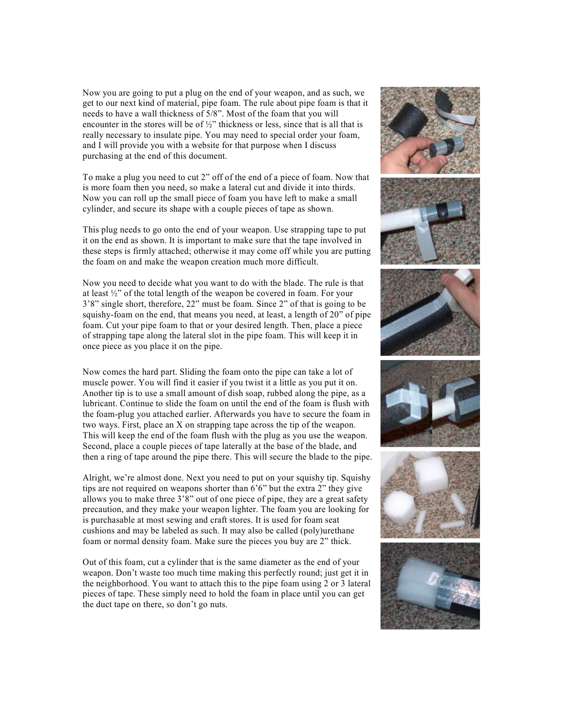Now you are going to put a plug on the end of your weapon, and as such, we get to our next kind of material, pipe foam. The rule about pipe foam is that it needs to have a wall thickness of 5/8". Most of the foam that you will encounter in the stores will be of ½" thickness or less, since that is all that is really necessary to insulate pipe. You may need to special order your foam, and I will provide you with a website for that purpose when I discuss purchasing at the end of this document.

To make a plug you need to cut 2" off of the end of a piece of foam. Now that is more foam then you need, so make a lateral cut and divide it into thirds. Now you can roll up the small piece of foam you have left to make a small cylinder, and secure its shape with a couple pieces of tape as shown.

This plug needs to go onto the end of your weapon. Use strapping tape to put it on the end as shown. It is important to make sure that the tape involved in these steps is firmly attached; otherwise it may come off while you are putting the foam on and make the weapon creation much more difficult.

Now you need to decide what you want to do with the blade. The rule is that at least ½" of the total length of the weapon be covered in foam. For your 3'8" single short, therefore, 22" must be foam. Since 2" of that is going to be squishy-foam on the end, that means you need, at least, a length of 20" of pipe foam. Cut your pipe foam to that or your desired length. Then, place a piece of strapping tape along the lateral slot in the pipe foam. This will keep it in once piece as you place it on the pipe.

Now comes the hard part. Sliding the foam onto the pipe can take a lot of muscle power. You will find it easier if you twist it a little as you put it on. Another tip is to use a small amount of dish soap, rubbed along the pipe, as a lubricant. Continue to slide the foam on until the end of the foam is flush with the foam-plug you attached earlier. Afterwards you have to secure the foam in two ways. First, place an X on strapping tape across the tip of the weapon. This will keep the end of the foam flush with the plug as you use the weapon. Second, place a couple pieces of tape laterally at the base of the blade, and then a ring of tape around the pipe there. This will secure the blade to the pipe.

Alright, we're almost done. Next you need to put on your squishy tip. Squishy tips are not required on weapons shorter than 6'6" but the extra 2" they give allows you to make three 3'8" out of one piece of pipe, they are a great safety precaution, and they make your weapon lighter. The foam you are looking for is purchasable at most sewing and craft stores. It is used for foam seat cushions and may be labeled as such. It may also be called (poly)urethane foam or normal density foam. Make sure the pieces you buy are 2" thick.

Out of this foam, cut a cylinder that is the same diameter as the end of your weapon. Don't waste too much time making this perfectly round; just get it in the neighborhood. You want to attach this to the pipe foam using 2 or 3 lateral pieces of tape. These simply need to hold the foam in place until you can get the duct tape on there, so don't go nuts.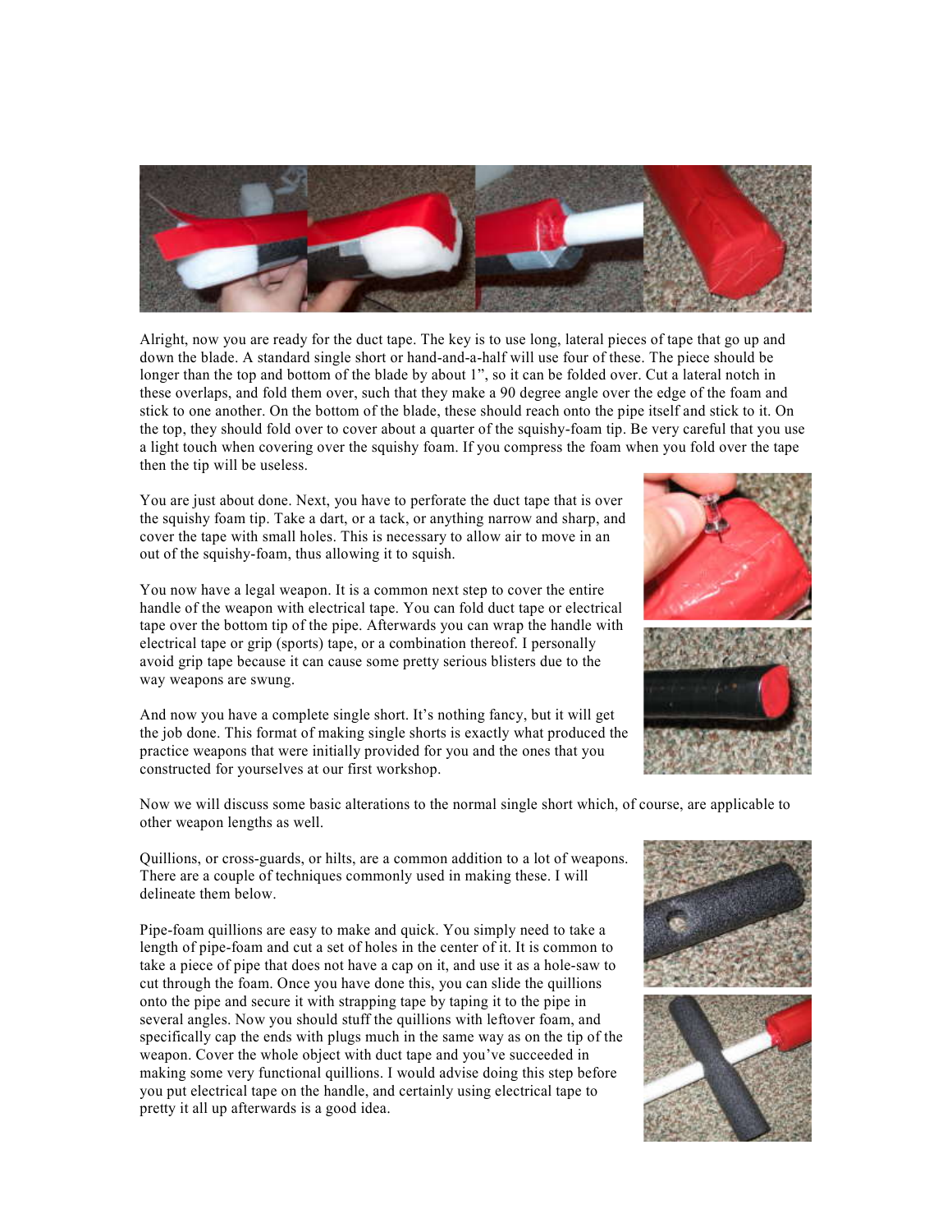Alright, now you are ready for the duct tape. The key is to use long, lateral pieces of tape that go up and down the blade. A standard single short or hand-and-a-half will use four of these. The piece should be longer than the top and bottom of the blade by about 1", so it can be folded over. Cut a lateral notch in these overlaps, and fold them over, such that they make a 90 degree angle over the edge of the foam and stick to one another. On the bottom of the blade, these should reach onto the pipe itself and stick to it. On the top, they should fold over to cover about a quarter of the squishy-foam tip. Be very careful that you use a light touch when covering over the squishy foam. If you compress the foam when you fold over the tape then the tip will be useless.

You are just about done. Next, you have to perforate the duct tape that is over the squishy foam tip. Take a dart, or a tack, or anything narrow and sharp, and cover the tape with small holes. This is necessary to allow air to move in an out of the squishy-foam, thus allowing it to squish.

You now have a legal weapon. It is a common next step to cover the entire handle of the weapon with electrical tape. You can fold duct tape or electrical tape over the bottom tip of the pipe. Afterwards you can wrap the handle with electrical tape or grip (sports) tape, or a combination thereof. I personally avoid grip tape because it can cause some pretty serious blisters due to the way weapons are swung.

And now you have a complete single short. It's nothing fancy, but it will get the job done. This format of making single shorts is exactly what produced the practice weapons that were initially provided for you and the ones that you constructed for yourselves at our first workshop.

Now we will discuss some basic alterations to the normal single short which, of course, are applicable to other weapon lengths as well.

Quillions, or cross-guards, or hilts, are a common addition to a lot of weapons. There are a couple of techniques commonly used in making these. I will delineate them below.

Pipe-foam quillions are easy to make and quick. You simply need to take a length of pipe-foam and cut a set of holes in the center of it. It is common to take a piece of pipe that does not have a cap on it, and use it as a hole-saw to cut through the foam. Once you have done this, you can slide the quillions onto the pipe and secure it with strapping tape by taping it to the pipe in several angles. Now you should stuff the quillions with leftover foam, and specifically cap the ends with plugs much in the same way as on the tip of the weapon. Cover the whole object with duct tape and you've succeeded in making some very functional quillions. I would advise doing this step before you put electrical tape on the handle, and certainly using electrical tape to pretty it all up afterwards is a good idea.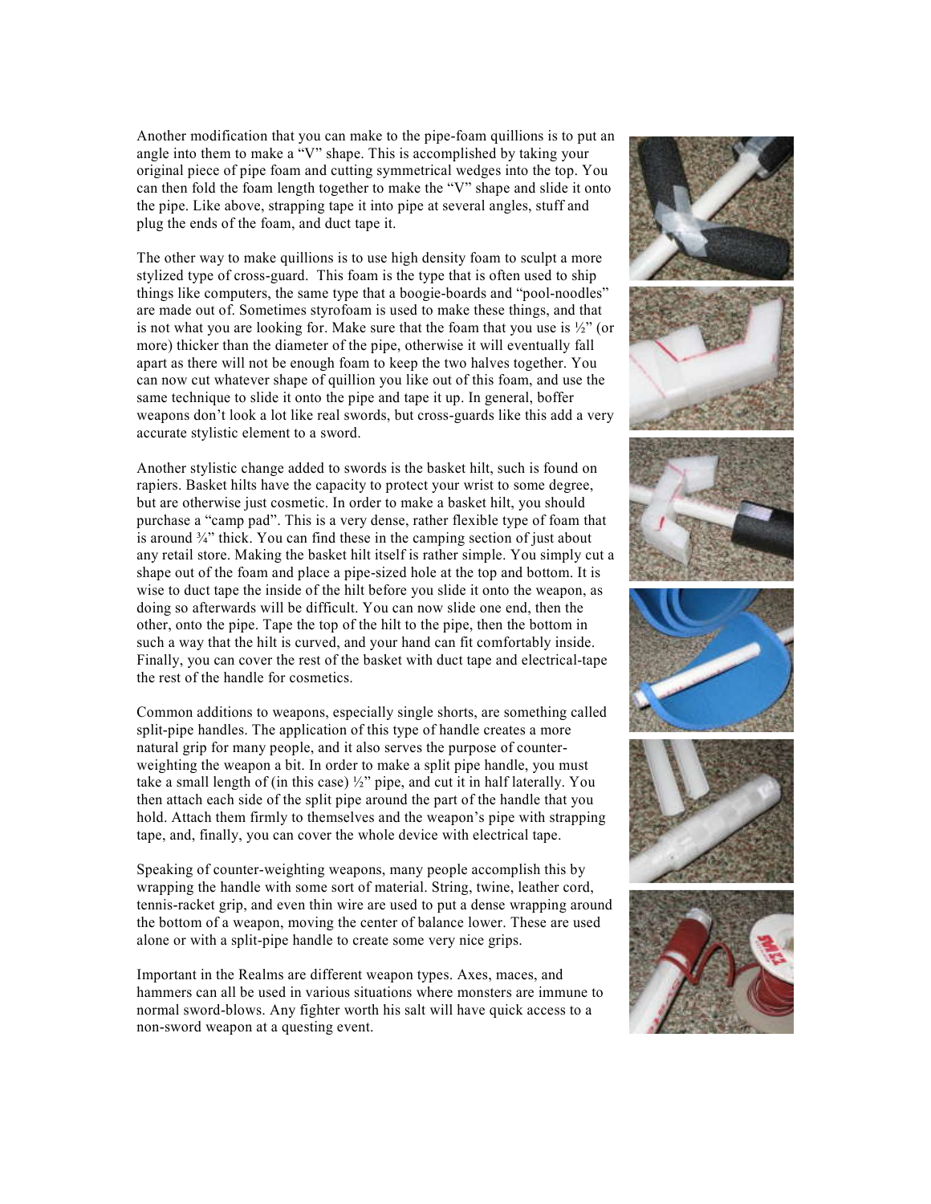Another modification that you can make to the pipe-foam quillions is to put an angle into them to make a "V" shape. This is accomplished by taking your original piece of pipe foam and cutting symmetrical wedges into the top. You can then fold the foam length together to make the "V" shape and slide it onto the pipe. Like above, strapping tape it into pipe at several angles, stuff and plug the ends of the foam, and duct tape it.

The other way to make quillions is to use high density foam to sculpt a more stylized type of cross-guard. This foam is the type that is often used to ship things like computers, the same type that a boogie-boards and "pool-noodles" are made out of. Sometimes styrofoam is used to make these things, and that is not what you are looking for. Make sure that the foam that you use is ½" (or more) thicker than the diameter of the pipe, otherwise it will eventually fall apart as there will not be enough foam to keep the two halves together. You can now cut whatever shape of quillion you like out of this foam, and use the same technique to slide it onto the pipe and tape it up. In general, boffer weapons don't look a lot like real swords, but cross-guards like this add a very accurate stylistic element to a sword.

Another stylistic change added to swords is the basket hilt, such is found on rapiers. Basket hilts have the capacity to protect your wrist to some degree, but are otherwise just cosmetic. In order to make a basket hilt, you should purchase a "camp pad". This is a very dense, rather flexible type of foam that is around ¾" thick. You can find these in the camping section of just about any retail store. Making the basket hilt itself is rather simple. You simply cut a shape out of the foam and place a pipe-sized hole at the top and bottom. It is wise to duct tape the inside of the hilt before you slide it onto the weapon, as doing so afterwards will be difficult. You can now slide one end, then the other, onto the pipe. Tape the top of the hilt to the pipe, then the bottom in such a way that the hilt is curved, and your hand can fit comfortably inside. Finally, you can cover the rest of the basket with duct tape and electrical-tape the rest of the handle for cosmetics.

Common additions to weapons, especially single shorts, are something called split-pipe handles. The application of this type of handle creates a more natural grip for many people, and it also serves the purpose of counter-weighting the weapon a bit. In order to make a split pipe handle, you must take a small length of (in this case) ½" pipe, and cut it in half laterally. You then attach each side of the split pipe around the part of the handle that you hold. Attach them firmly to themselves and the weapon's pipe with strapping tape, and, finally, you can cover the whole device with electrical tape.

Speaking of counter-weighting weapons, many people accomplish this by wrapping the handle with some sort of material. String, twine, leather cord, tennis-racket grip, and even thin wire are used to put a dense wrapping around the bottom of a weapon, moving the center of balance lower. These are used alone or with a split-pipe handle to create some very nice grips.

Important in the Realms are different weapon types. Axes, maces, and hammers can all be used in various situations where monsters are immune to normal sword-blows. Any fighter worth his salt will have quick access to a non-sword weapon at a questing event.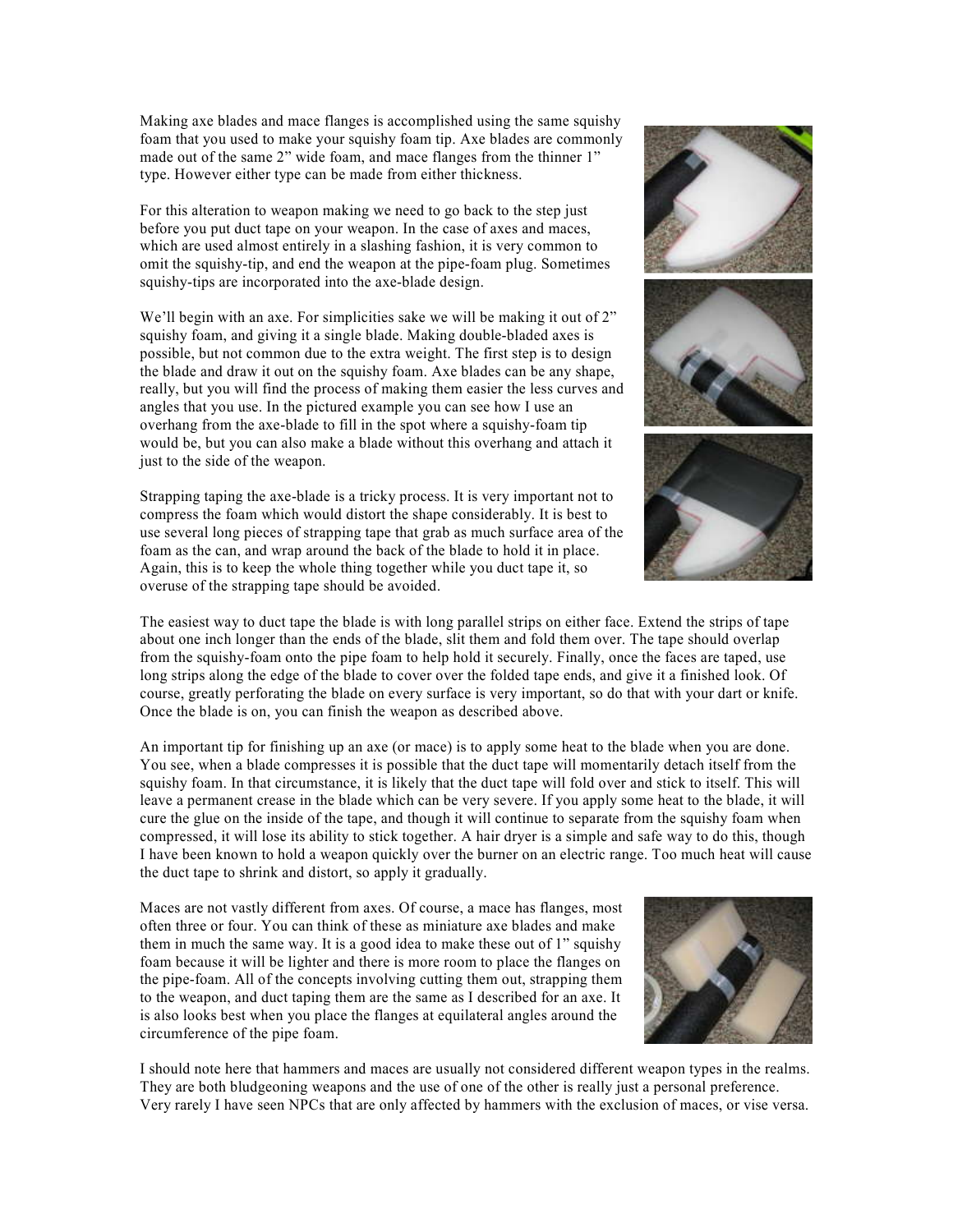Making axe blades and mace flanges is accomplished using the same squishy foam that you used to make your squishy foam tip. Axe blades are commonly made out of the same 2" wide foam, and mace flanges from the thinner 1" type. However either type can be made from either thickness.

For this alteration to weapon making we need to go back to the step just before you put duct tape on your weapon. In the case of axes and maces, which are used almost entirely in a slashing fashion, it is very common to omit the squishy-tip, and end the weapon at the pipe-foam plug. Sometimes squishy-tips are incorporated into the axe-blade design.

We'll begin with an axe. For simplicities sake we will be making it out of 2" squishy foam, and giving it a single blade. Making double-bladed axes is possible, but not common due to the extra weight. The first step is to design the blade and draw it out on the squishy foam. Axe blades can be any shape, really, but you will find the process of making them easier the less curves and angles that you use. In the pictured example you can see how I use an overhang from the axe-blade to fill in the spot where a squishy-foam tip would be, but you can also make a blade without this overhang and attach it just to the side of the weapon.

Strapping taping the axe-blade is a tricky process. It is very important not to compress the foam which would distort the shape considerably. It is best to use several long pieces of strapping tape that grab as much surface area of the foam as the can, and wrap around the back of the blade to hold it in place. Again, this is to keep the whole thing together while you duct tape it, so overuse of the strapping tape should be avoided.

The easiest way to duct tape the blade is with long parallel strips on either face. Extend the strips of tape about one inch longer than the ends of the blade, slit them and fold them over. The tape should overlap from the squishy-foam onto the pipe foam to help hold it securely. Finally, once the faces are taped, use long strips along the edge of the blade to cover over the folded tape ends, and give it a finished look. Of course, greatly perforating the blade on every surface is very important, so do that with your dart or knife. Once the blade is on, you can finish the weapon as described above.

An important tip for finishing up an axe (or mace) is to apply some heat to the blade when you are done. You see, when a blade compresses it is possible that the duct tape will momentarily detach itself from the squishy foam. In that circumstance, it is likely that the duct tape will fold over and stick to itself. This will leave a permanent crease in the blade which can be very severe. If you apply some heat to the blade, it will cure the glue on the inside of the tape, and though it will continue to separate from the squishy foam when compressed, it will lose its ability to stick together. A hair dryer is a simple and safe way to do this, though I have been known to hold a weapon quickly over the burner on an electric range. Too much heat will cause the duct tape to shrink and distort, so apply it gradually.

Maces are not vastly different from axes. Of course, a mace has flanges, most often three or four. You can think of these as miniature axe blades and make them in much the same way. It is a good idea to make these out of 1" squishy foam because it will be lighter and there is more room to place the flanges on the pipe-foam. All of the concepts involving cutting them out, strapping them to the weapon, and duct taping them are the same as I described for an axe. It is also looks best when you place the flanges at equilateral angles around the circumference of the pipe foam.

I should note here that hammers and maces are usually not considered different weapon types in the realms. They are both bludgeoning weapons and the use of one of the other is really just a personal preference. Very rarely I have seen NPCs that are only affected by hammers with the exclusion of maces, or vise versa.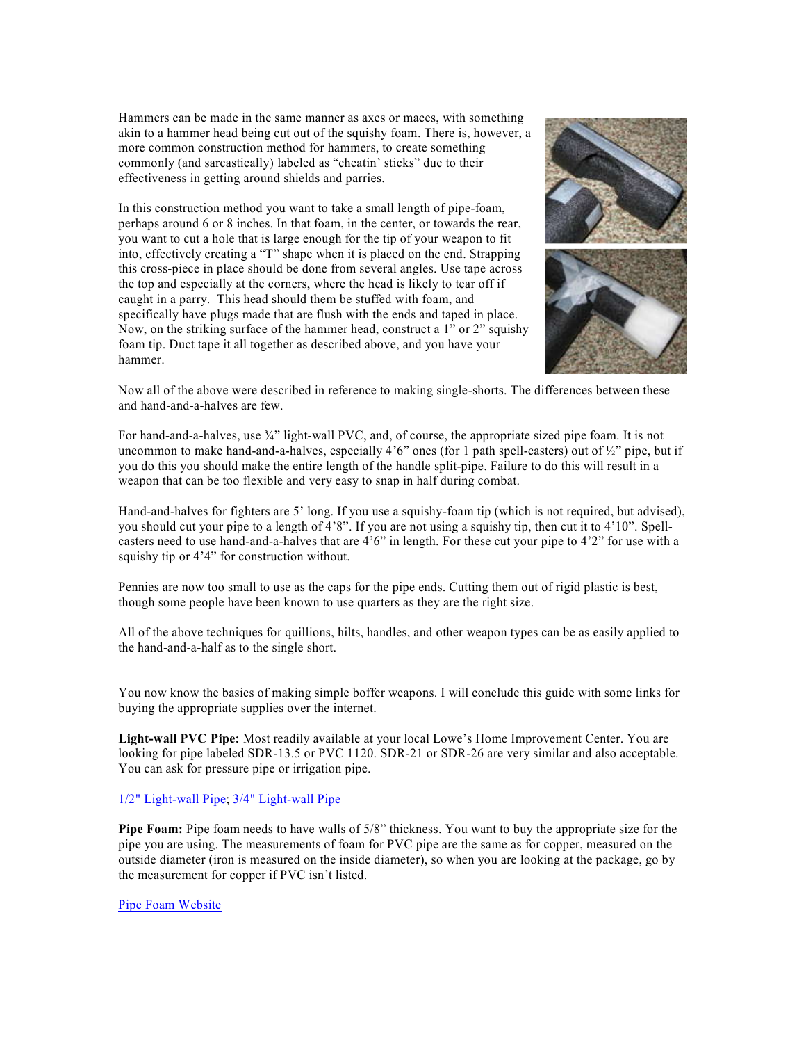Hammers can be made in the same manner as axes or maces, with something akin to a hammer head being cut out of the squishy foam. There is, however, a more common construction method for hammers, to create something commonly (and sarcastically) labeled as "cheatin' sticks" due to their effectiveness in getting around shields and parries.

In this construction method you want to take a small length of pipe-foam, perhaps around 6 or 8 inches. In that foam, in the center, or towards the rear, you want to cut a hole that is large enough for the tip of your weapon to fit into, effectively creating a "T" shape when it is placed on the end. Strapping this cross-piece in place should be done from several angles. Use tape across the top and especially at the corners, where the head is likely to tear off if caught in a parry. This head should them be stuffed with foam, and specifically have plugs made that are flush with the ends and taped in place. Now, on the striking surface of the hammer head, construct a 1" or 2" squishy foam tip. Duct tape it all together as described above, and you have your hammer.

Now all of the above were described in reference to making single-shorts. The differences between these and hand-and-a-halves are few.

For hand-and-a-halves, use ¾" light-wall PVC, and, of course, the appropriate sized pipe foam. It is not uncommon to make hand-and-a-halves, especially 4'6" ones (for 1 path spell-casters) out of ½" pipe, but if you do this you should make the entire length of the handle split-pipe. Failure to do this will result in a weapon that can be too flexible and very easy to snap in half during combat.

Hand-and-halves for fighters are 5' long. If you use a squishy-foam tip (which is not required, but advised), you should cut your pipe to a length of 4'8". If you are not using a squishy tip, then cut it to 4'10". Spell-casters need to use hand-and-a-halves that are 4'6" in length. For these cut your pipe to 4'2" for use with a squishy tip or 4'4" for construction without.

Pennies are now too small to use as the caps for the pipe ends. Cutting them out of rigid plastic is best, though some people have been known to use quarters as they are the right size.

All of the above techniques for quillions, hilts, handles, and other weapon types can be as easily applied to the hand-and-a-half as to the single short.

You now know the basics of making simple boffer weapons. I will conclude this guide with some links for buying the appropriate supplies over the internet.

**Light-wall PVC Pipe:** Most readily available at your local Lowe's Home Improvement Center. You are looking for pipe labeled SDR-13.5 or PVC 1120. SDR-21 or SDR-26 are very similar and also acceptable. You can ask for pressure pipe or irrigation pipe.

1/2" Light-wall Pipe; 3/4" Light-wall Pipe

**Pipe Foam:** Pipe foam needs to have walls of 5/8" thickness. You want to buy the appropriate size for the pipe you are using. The measurements of foam for PVC pipe are the same as for copper, measured on the outside diameter (iron is measured on the inside diameter), so when you are looking at the package, go by the measurement for copper if PVC isn't listed.

Pipe Foam Website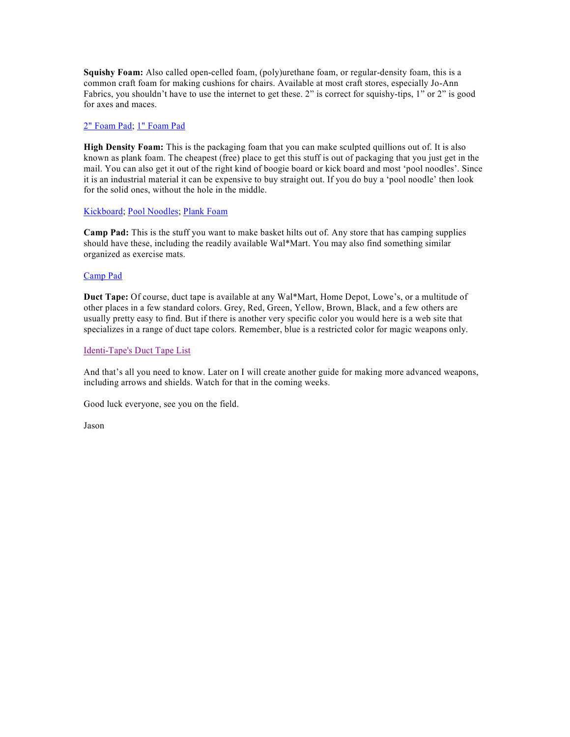**Squishy Foam:** Also called open-celled foam, (poly)urethane foam, or regular-density foam, this is a common craft foam for making cushions for chairs. Available at most craft stores, especially Jo-Ann Fabrics, you shouldn't have to use the internet to get these. 2" is correct for squishy-tips, 1" or 2" is good for axes and maces.

2" Foam Pad; 1" Foam Pad

**High Density Foam:** This is the packaging foam that you can make sculpted quillions out of. It is also known as plank foam. The cheapest (free) place to get this stuff is out of packaging that you just get in the mail. You can also get it out of the right kind of boogie board or kick board and most 'pool noodles'. Since it is an industrial material it can be expensive to buy straight out. If you do buy a 'pool noodle' then look for the solid ones, without the hole in the middle.

Kickboard; Pool Noodles; Plank Foam

**Camp Pad:** This is the stuff you want to make basket hilts out of. Any store that has camping supplies should have these, including the readily available Wal*Mart. You may also find something similar organized as exercise mats.

Camp Pad

**Duct Tape:** Of course, duct tape is available at any Wal*Mart, Home Depot, Lowe's, or a multitude of other places in a few standard colors. Grey, Red, Green, Yellow, Brown, Black, and a few others are usually pretty easy to find. But if there is another very specific color you would here is a web site that specializes in a range of duct tape colors. Remember, blue is a restricted color for magic weapons only.

Identi-Tape's Duct Tape List

And that's all you need to know. Later on I will create another guide for making more advanced weapons, including arrows and shields. Watch for that in the coming weeks.

Good luck everyone, see you on the field.

Jason